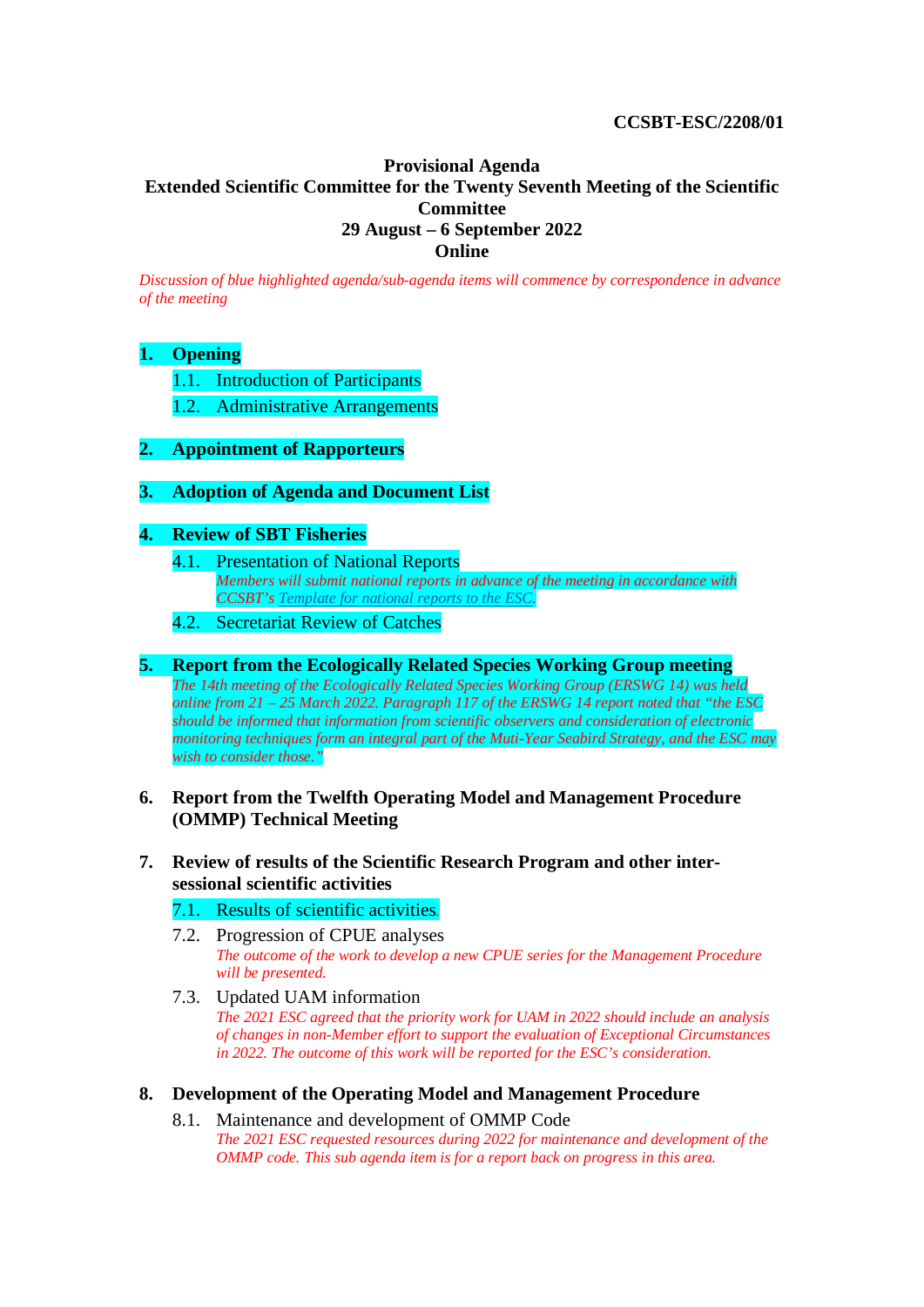**CCSBT-ESC/2208/01**

# Provisional Agenda
## Extended Scientific Committee for the Twenty Seventh Meeting of the Scientific Committee
## 29 August – 6 September 2022
## Online

*Discussion of blue highlighted agenda/sub-agenda items will commence by correspondence in advance of the meeting*

**1. Opening**

1.1. Introduction of Participants

1.2. Administrative Arrangements

**2. Appointment of Rapporteurs**

**3. Adoption of Agenda and Document List**

**4. Review of SBT Fisheries**

4.1. Presentation of National Reports
*Members will submit national reports in advance of the meeting in accordance with CCSBT's Template for national reports to the ESC.*

4.2. Secretariat Review of Catches

**5. Report from the Ecologically Related Species Working Group meeting**
*The 14th meeting of the Ecologically Related Species Working Group (ERSWG 14) was held online from 21 – 25 March 2022. Paragraph 117 of the ERSWG 14 report noted that "the ESC should be informed that information from scientific observers and consideration of electronic monitoring techniques form an integral part of the Muti-Year Seabird Strategy, and the ESC may wish to consider those."*

**6. Report from the Twelfth Operating Model and Management Procedure (OMMP) Technical Meeting**

**7. Review of results of the Scientific Research Program and other inter-sessional scientific activities**

7.1. Results of scientific activities.

7.2. Progression of CPUE analyses
*The outcome of the work to develop a new CPUE series for the Management Procedure will be presented.*

7.3. Updated UAM information
*The 2021 ESC agreed that the priority work for UAM in 2022 should include an analysis of changes in non-Member effort to support the evaluation of Exceptional Circumstances in 2022. The outcome of this work will be reported for the ESC's consideration.*

**8. Development of the Operating Model and Management Procedure**

8.1. Maintenance and development of OMMP Code
*The 2021 ESC requested resources during 2022 for maintenance and development of the OMMP code. This sub agenda item is for a report back on progress in this area.*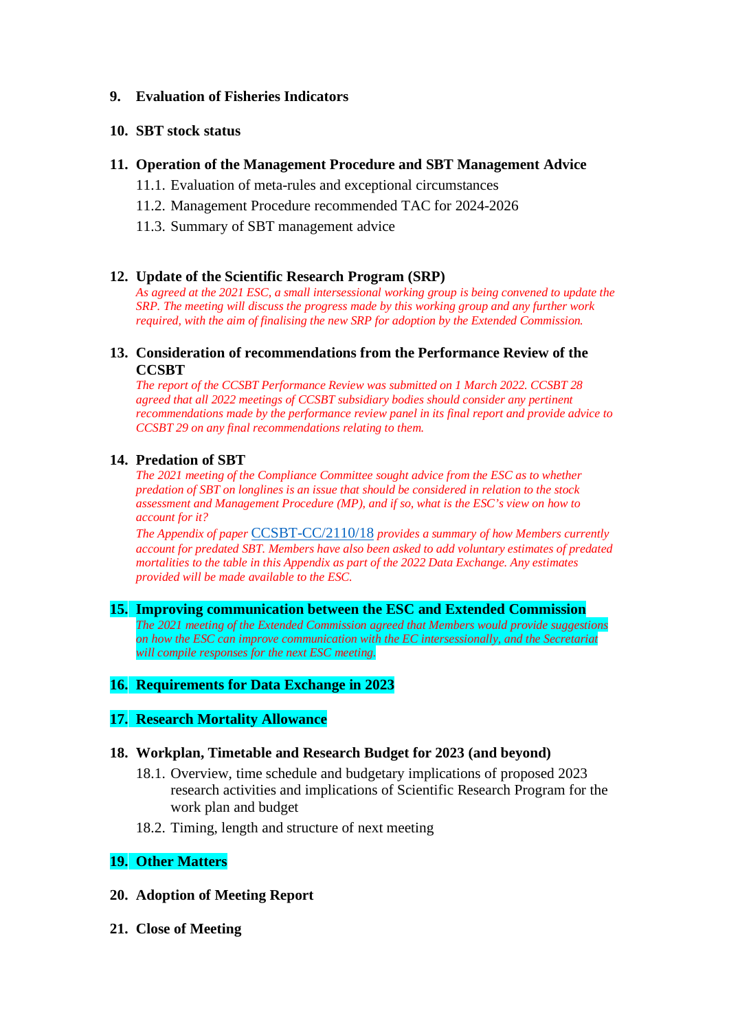9. **Evaluation of Fisheries Indicators**

10. **SBT stock status**

11. **Operation of the Management Procedure and SBT Management Advice**
    - 11.1. Evaluation of meta-rules and exceptional circumstances
    - 11.2. Management Procedure recommended TAC for 2024-2026
    - 11.3. Summary of SBT management advice

12. **Update of the Scientific Research Program (SRP)**

    *As agreed at the 2021 ESC, a small intersessional working group is being convened to update the SRP. The meeting will discuss the progress made by this working group and any further work required, with the aim of finalising the new SRP for adoption by the Extended Commission.*

13. **Consideration of recommendations from the Performance Review of the CCSBT**

    *The report of the CCSBT Performance Review was submitted on 1 March 2022. CCSBT 28 agreed that all 2022 meetings of CCSBT subsidiary bodies should consider any pertinent recommendations made by the performance review panel in its final report and provide advice to CCSBT 29 on any final recommendations relating to them.*

14. **Predation of SBT**

    *The 2021 meeting of the Compliance Committee sought advice from the ESC as to whether predation of SBT on longlines is an issue that should be considered in relation to the stock assessment and Management Procedure (MP), and if so, what is the ESC's view on how to account for it?*

    *The Appendix of paper* CCSBT-CC/2110/18 *provides a summary of how Members currently account for predated SBT. Members have also been asked to add voluntary estimates of predated mortalities to the table in this Appendix as part of the 2022 Data Exchange. Any estimates provided will be made available to the ESC.*

15. **Improving communication between the ESC and Extended Commission**

    *The 2021 meeting of the Extended Commission agreed that Members would provide suggestions on how the ESC can improve communication with the EC intersessionally, and the Secretariat will compile responses for the next ESC meeting.*

16. **Requirements for Data Exchange in 2023**

17. **Research Mortality Allowance**

18. **Workplan, Timetable and Research Budget for 2023 (and beyond)**
    - 18.1. Overview, time schedule and budgetary implications of proposed 2023 research activities and implications of Scientific Research Program for the work plan and budget
    - 18.2. Timing, length and structure of next meeting

19. **Other Matters**

20. **Adoption of Meeting Report**

21. **Close of Meeting**